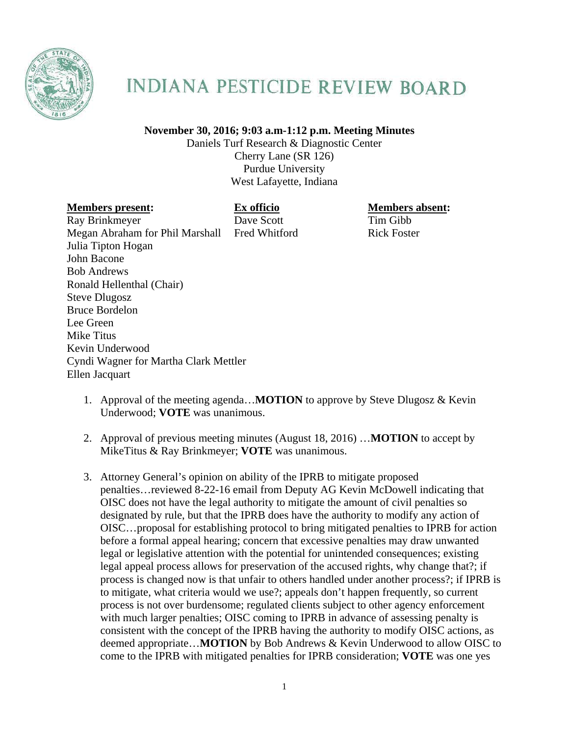# INDIANA PESTICIDE REVIEW BOARD

**November 30, 2016; 9:03 a.m-1:12 p.m. Meeting Minutes**
Daniels Turf Research & Diagnostic Center
Cherry Lane (SR 126)
Purdue University
West Lafayette, Indiana

| **Members present:** | **Ex officio** | **Members absent:** |
|---|---|---|
| Ray Brinkmeyer | Dave Scott | Tim Gibb |
| Megan Abraham for Phil Marshall | Fred Whitford | Rick Foster |
| Julia Tipton Hogan | | |
| John Bacone | | |
| Bob Andrews | | |
| Ronald Hellenthal (Chair) | | |
| Steve Dlugosz | | |
| Bruce Bordelon | | |
| Lee Green | | |
| Mike Titus | | |
| Kevin Underwood | | |
| Cyndi Wagner for Martha Clark Mettler | | |
| Ellen Jacquart | | |

1. Approval of the meeting agenda…**MOTION** to approve by Steve Dlugosz & Kevin Underwood; **VOTE** was unanimous.

2. Approval of previous meeting minutes (August 18, 2016) …**MOTION** to accept by MikeTitus & Ray Brinkmeyer; **VOTE** was unanimous.

3. Attorney General's opinion on ability of the IPRB to mitigate proposed penalties…reviewed 8-22-16 email from Deputy AG Kevin McDowell indicating that OISC does not have the legal authority to mitigate the amount of civil penalties so designated by rule, but that the IPRB does have the authority to modify any action of OISC…proposal for establishing protocol to bring mitigated penalties to IPRB for action before a formal appeal hearing; concern that excessive penalties may draw unwanted legal or legislative attention with the potential for unintended consequences; existing legal appeal process allows for preservation of the accused rights, why change that?; if process is changed now is that unfair to others handled under another process?; if IPRB is to mitigate, what criteria would we use?; appeals don't happen frequently, so current process is not over burdensome; regulated clients subject to other agency enforcement with much larger penalties; OISC coming to IPRB in advance of assessing penalty is consistent with the concept of the IPRB having the authority to modify OISC actions, as deemed appropriate…**MOTION** by Bob Andrews & Kevin Underwood to allow OISC to come to the IPRB with mitigated penalties for IPRB consideration; **VOTE** was one yes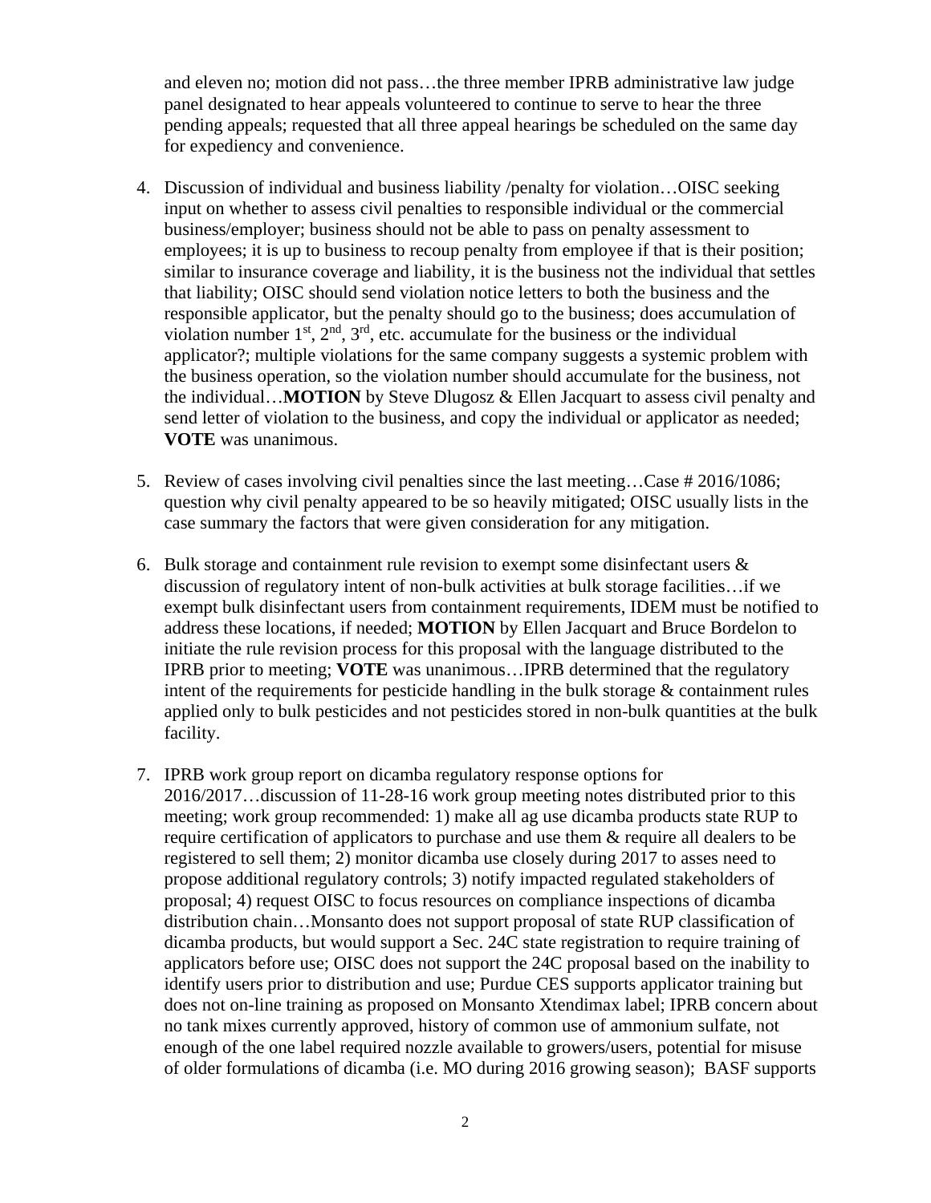and eleven no; motion did not pass…the three member IPRB administrative law judge panel designated to hear appeals volunteered to continue to serve to hear the three pending appeals; requested that all three appeal hearings be scheduled on the same day for expediency and convenience.

4. Discussion of individual and business liability /penalty for violation…OISC seeking input on whether to assess civil penalties to responsible individual or the commercial business/employer; business should not be able to pass on penalty assessment to employees; it is up to business to recoup penalty from employee if that is their position; similar to insurance coverage and liability, it is the business not the individual that settles that liability; OISC should send violation notice letters to both the business and the responsible applicator, but the penalty should go to the business; does accumulation of violation number 1st, 2nd, 3rd, etc. accumulate for the business or the individual applicator?; multiple violations for the same company suggests a systemic problem with the business operation, so the violation number should accumulate for the business, not the individual…**MOTION** by Steve Dlugosz & Ellen Jacquart to assess civil penalty and send letter of violation to the business, and copy the individual or applicator as needed; **VOTE** was unanimous.

5. Review of cases involving civil penalties since the last meeting…Case # 2016/1086; question why civil penalty appeared to be so heavily mitigated; OISC usually lists in the case summary the factors that were given consideration for any mitigation.

6. Bulk storage and containment rule revision to exempt some disinfectant users & discussion of regulatory intent of non-bulk activities at bulk storage facilities…if we exempt bulk disinfectant users from containment requirements, IDEM must be notified to address these locations, if needed; **MOTION** by Ellen Jacquart and Bruce Bordelon to initiate the rule revision process for this proposal with the language distributed to the IPRB prior to meeting; **VOTE** was unanimous…IPRB determined that the regulatory intent of the requirements for pesticide handling in the bulk storage & containment rules applied only to bulk pesticides and not pesticides stored in non-bulk quantities at the bulk facility.

7. IPRB work group report on dicamba regulatory response options for 2016/2017…discussion of 11-28-16 work group meeting notes distributed prior to this meeting; work group recommended: 1) make all ag use dicamba products state RUP to require certification of applicators to purchase and use them & require all dealers to be registered to sell them; 2) monitor dicamba use closely during 2017 to asses need to propose additional regulatory controls; 3) notify impacted regulated stakeholders of proposal; 4) request OISC to focus resources on compliance inspections of dicamba distribution chain…Monsanto does not support proposal of state RUP classification of dicamba products, but would support a Sec. 24C state registration to require training of applicators before use; OISC does not support the 24C proposal based on the inability to identify users prior to distribution and use; Purdue CES supports applicator training but does not on-line training as proposed on Monsanto Xtendimax label; IPRB concern about no tank mixes currently approved, history of common use of ammonium sulfate, not enough of the one label required nozzle available to growers/users, potential for misuse of older formulations of dicamba (i.e. MO during 2016 growing season); BASF supports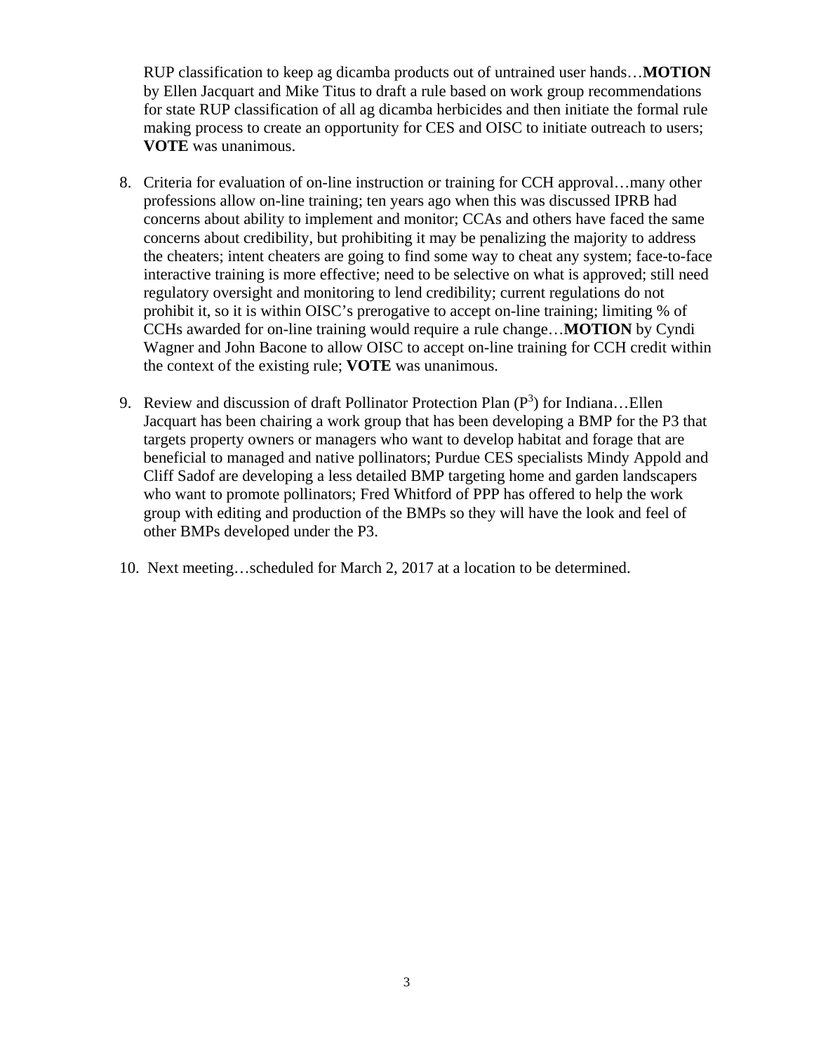RUP classification to keep ag dicamba products out of untrained user hands…**MOTION** by Ellen Jacquart and Mike Titus to draft a rule based on work group recommendations for state RUP classification of all ag dicamba herbicides and then initiate the formal rule making process to create an opportunity for CES and OISC to initiate outreach to users; **VOTE** was unanimous.

8. Criteria for evaluation of on-line instruction or training for CCH approval…many other professions allow on-line training; ten years ago when this was discussed IPRB had concerns about ability to implement and monitor; CCAs and others have faced the same concerns about credibility, but prohibiting it may be penalizing the majority to address the cheaters; intent cheaters are going to find some way to cheat any system; face-to-face interactive training is more effective; need to be selective on what is approved; still need regulatory oversight and monitoring to lend credibility; current regulations do not prohibit it, so it is within OISC's prerogative to accept on-line training; limiting % of CCHs awarded for on-line training would require a rule change…**MOTION** by Cyndi Wagner and John Bacone to allow OISC to accept on-line training for CCH credit within the context of the existing rule; **VOTE** was unanimous.

9. Review and discussion of draft Pollinator Protection Plan ($P^3$) for Indiana…Ellen Jacquart has been chairing a work group that has been developing a BMP for the P3 that targets property owners or managers who want to develop habitat and forage that are beneficial to managed and native pollinators; Purdue CES specialists Mindy Appold and Cliff Sadof are developing a less detailed BMP targeting home and garden landscapers who want to promote pollinators; Fred Whitford of PPP has offered to help the work group with editing and production of the BMPs so they will have the look and feel of other BMPs developed under the P3.

10. Next meeting…scheduled for March 2, 2017 at a location to be determined.